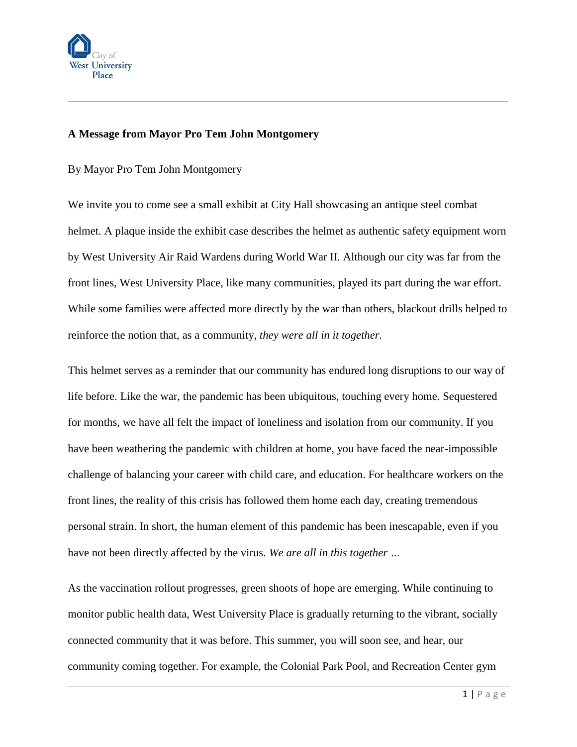**A Message from Mayor Pro Tem John Montgomery**

By Mayor Pro Tem John Montgomery

We invite you to come see a small exhibit at City Hall showcasing an antique steel combat helmet. A plaque inside the exhibit case describes the helmet as authentic safety equipment worn by West University Air Raid Wardens during World War II. Although our city was far from the front lines, West University Place, like many communities, played its part during the war effort. While some families were affected more directly by the war than others, blackout drills helped to reinforce the notion that, as a community, *they were all in it together.*

This helmet serves as a reminder that our community has endured long disruptions to our way of life before. Like the war, the pandemic has been ubiquitous, touching every home. Sequestered for months, we have all felt the impact of loneliness and isolation from our community. If you have been weathering the pandemic with children at home, you have faced the near-impossible challenge of balancing your career with child care, and education. For healthcare workers on the front lines, the reality of this crisis has followed them home each day, creating tremendous personal strain. In short, the human element of this pandemic has been inescapable, even if you have not been directly affected by the virus. *We are all in this together …*

As the vaccination rollout progresses, green shoots of hope are emerging. While continuing to monitor public health data, West University Place is gradually returning to the vibrant, socially connected community that it was before. This summer, you will soon see, and hear, our community coming together. For example, the Colonial Park Pool, and Recreation Center gym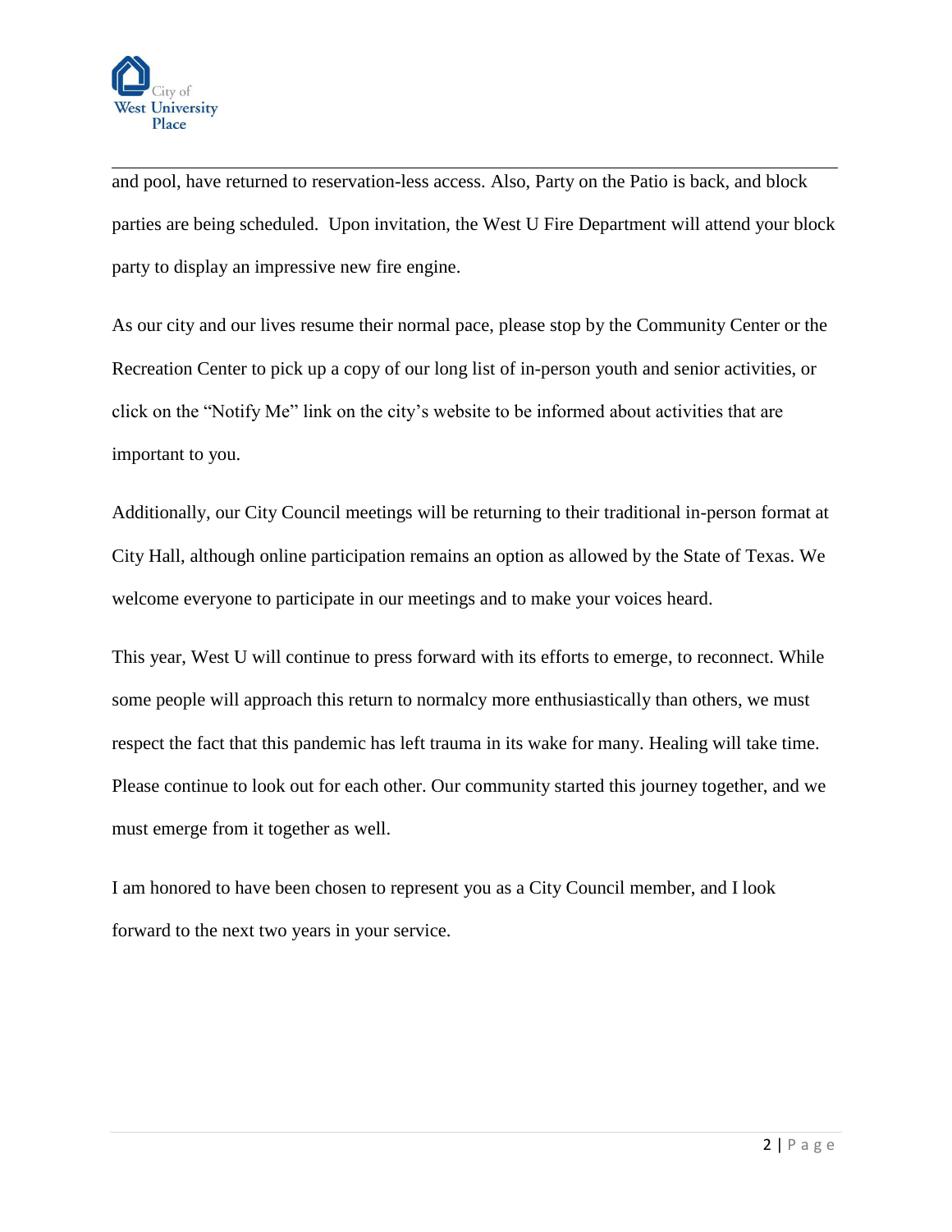and pool, have returned to reservation-less access. Also, Party on the Patio is back, and block parties are being scheduled. Upon invitation, the West U Fire Department will attend your block party to display an impressive new fire engine.

As our city and our lives resume their normal pace, please stop by the Community Center or the Recreation Center to pick up a copy of our long list of in-person youth and senior activities, or click on the "Notify Me" link on the city's website to be informed about activities that are important to you.

Additionally, our City Council meetings will be returning to their traditional in-person format at City Hall, although online participation remains an option as allowed by the State of Texas. We welcome everyone to participate in our meetings and to make your voices heard.

This year, West U will continue to press forward with its efforts to emerge, to reconnect. While some people will approach this return to normalcy more enthusiastically than others, we must respect the fact that this pandemic has left trauma in its wake for many. Healing will take time. Please continue to look out for each other. Our community started this journey together, and we must emerge from it together as well.

I am honored to have been chosen to represent you as a City Council member, and I look forward to the next two years in your service.